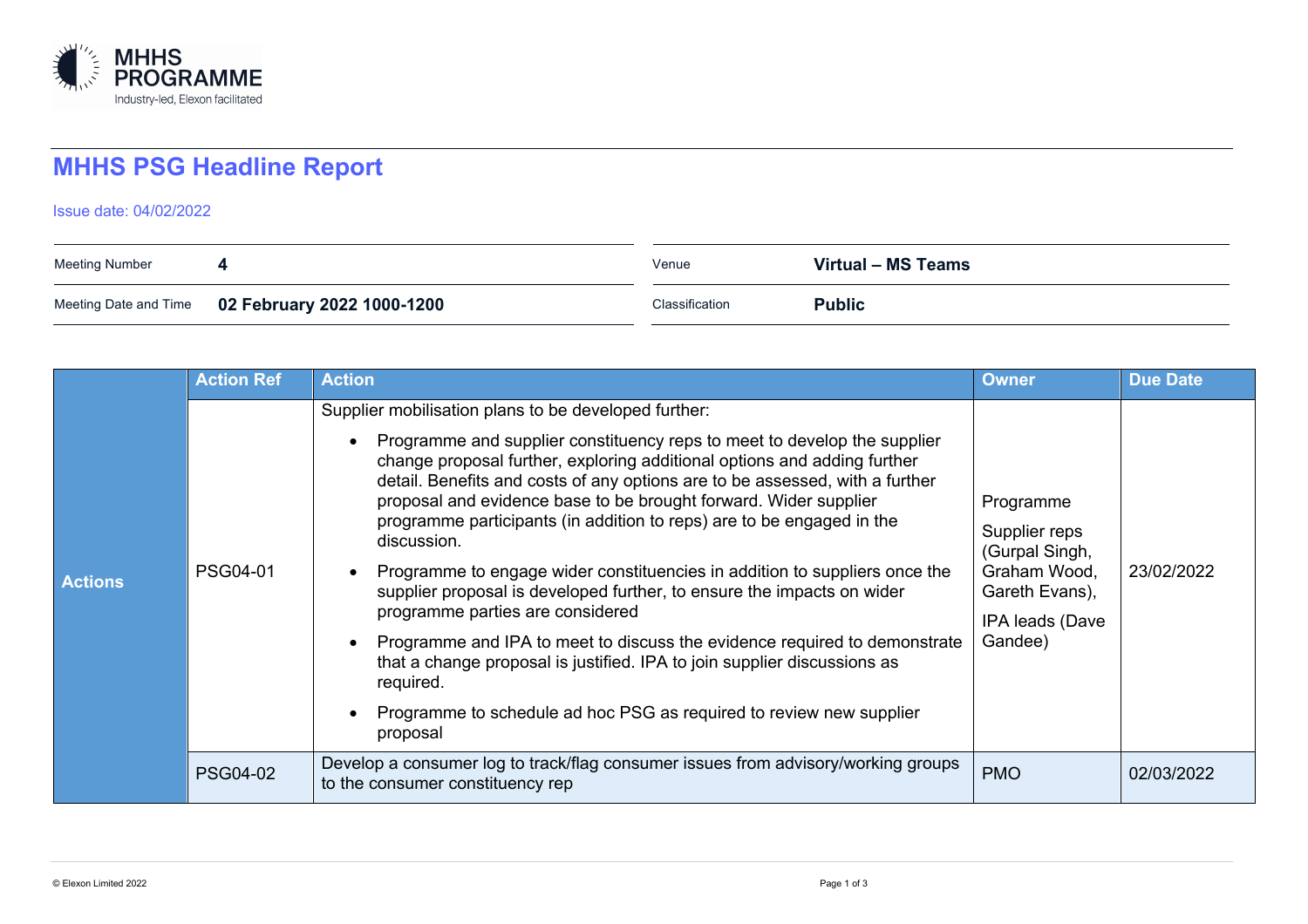MHHS PROGRAMME
Industry-led, Elexon facilitated

# MHHS PSG Headline Report

Issue date: 04/02/2022

| | | | |
|---|---|---|---|
| Meeting Number | **4** | Venue | **Virtual – MS Teams** |
| Meeting Date and Time | **02 February 2022 1000-1200** | Classification | **Public** |

| | Action Ref | Action | Owner | Due Date |
|---|---|---|---|---|
| **Actions** | PSG04-01 | Supplier mobilisation plans to be developed further:<br>• Programme and supplier constituency reps to meet to develop the supplier change proposal further, exploring additional options and adding further detail. Benefits and costs of any options are to be assessed, with a further proposal and evidence base to be brought forward. Wider supplier programme participants (in addition to reps) are to be engaged in the discussion.<br>• Programme to engage wider constituencies in addition to suppliers once the supplier proposal is developed further, to ensure the impacts on wider programme parties are considered<br>• Programme and IPA to meet to discuss the evidence required to demonstrate that a change proposal is justified. IPA to join supplier discussions as required.<br>• Programme to schedule ad hoc PSG as required to review new supplier proposal | Programme<br>Supplier reps (Gurpal Singh, Graham Wood, Gareth Evans),<br>IPA leads (Dave Gandee) | 23/02/2022 |
| | PSG04-02 | Develop a consumer log to track/flag consumer issues from advisory/working groups to the consumer constituency rep | PMO | 02/03/2022 |

© Elexon Limited 2022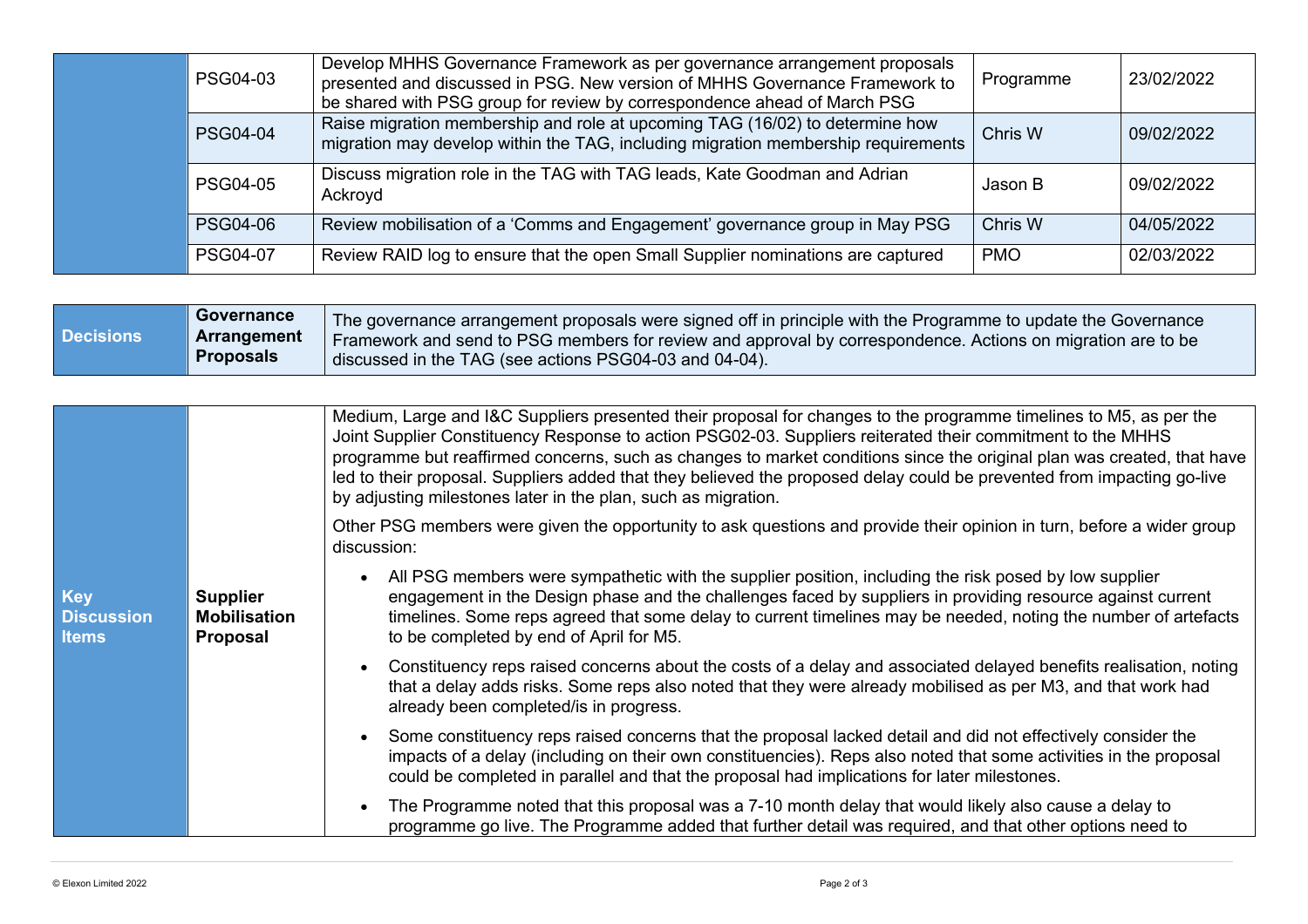| | | | | |
|---|---|---|---|---|
| | PSG04-03 | Develop MHHS Governance Framework as per governance arrangement proposals presented and discussed in PSG. New version of MHHS Governance Framework to be shared with PSG group for review by correspondence ahead of March PSG | Programme | 23/02/2022 |
| | PSG04-04 | Raise migration membership and role at upcoming TAG (16/02) to determine how migration may develop within the TAG, including migration membership requirements | Chris W | 09/02/2022 |
| | PSG04-05 | Discuss migration role in the TAG with TAG leads, Kate Goodman and Adrian Ackroyd | Jason B | 09/02/2022 |
| | PSG04-06 | Review mobilisation of a 'Comms and Engagement' governance group in May PSG | Chris W | 04/05/2022 |
| | PSG04-07 | Review RAID log to ensure that the open Small Supplier nominations are captured | PMO | 02/03/2022 |

| | | |
|---|---|---|
| **Decisions** | **Governance Arrangement Proposals** | The governance arrangement proposals were signed off in principle with the Programme to update the Governance Framework and send to PSG members for review and approval by correspondence. Actions on migration are to be discussed in the TAG (see actions PSG04-03 and 04-04). |

| | | |
|---|---|---|
| **Key Discussion Items** | **Supplier Mobilisation Proposal** | Medium, Large and I&C Suppliers presented their proposal for changes to the programme timelines to M5, as per the Joint Supplier Constituency Response to action PSG02-03. Suppliers reiterated their commitment to the MHHS programme but reaffirmed concerns, such as changes to market conditions since the original plan was created, that have led to their proposal. Suppliers added that they believed the proposed delay could be prevented from impacting go-live by adjusting milestones later in the plan, such as migration.<br><br>Other PSG members were given the opportunity to ask questions and provide their opinion in turn, before a wider group discussion:<br><br>• All PSG members were sympathetic with the supplier position, including the risk posed by low supplier engagement in the Design phase and the challenges faced by suppliers in providing resource against current timelines. Some reps agreed that some delay to current timelines may be needed, noting the number of artefacts to be completed by end of April for M5.<br><br>• Constituency reps raised concerns about the costs of a delay and associated delayed benefits realisation, noting that a delay adds risks. Some reps also noted that they were already mobilised as per M3, and that work had already been completed/is in progress.<br><br>• Some constituency reps raised concerns that the proposal lacked detail and did not effectively consider the impacts of a delay (including on their own constituencies). Reps also noted that some activities in the proposal could be completed in parallel and that the proposal had implications for later milestones.<br><br>• The Programme noted that this proposal was a 7-10 month delay that would likely also cause a delay to programme go live. The Programme added that further detail was required, and that other options need to |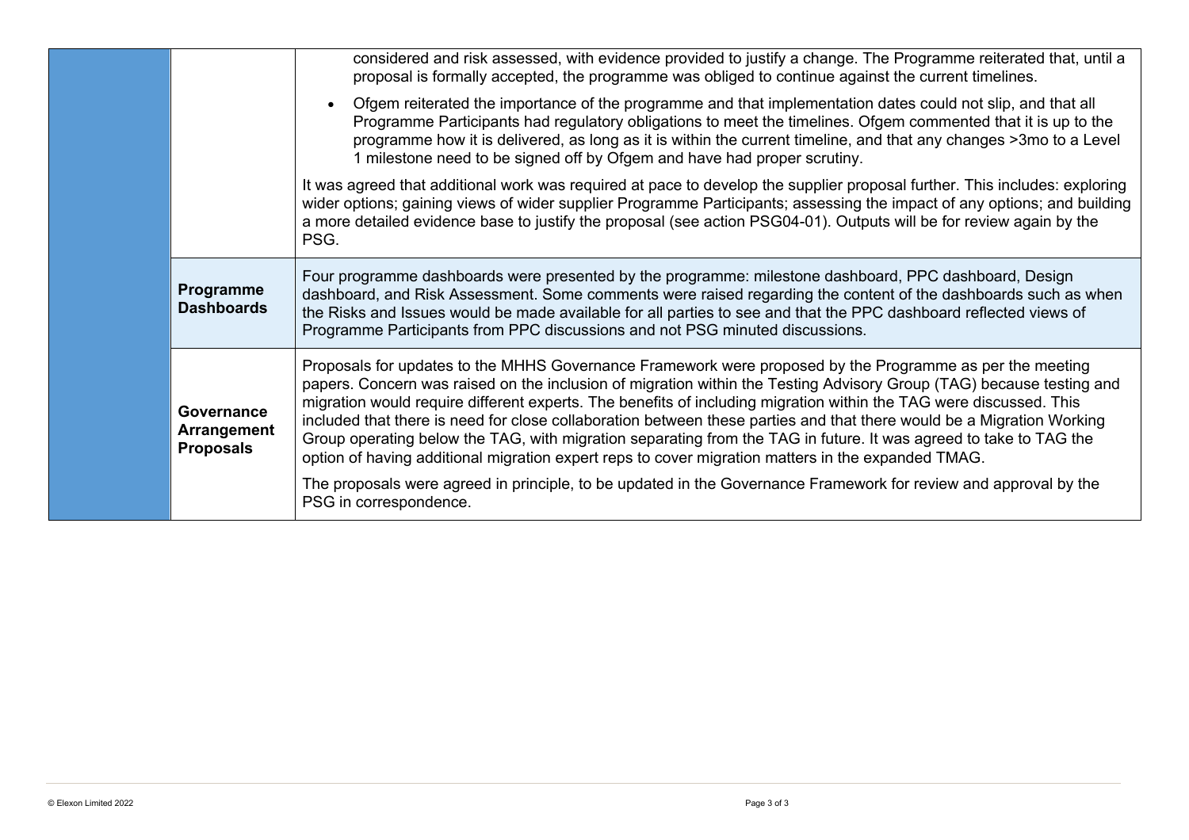| | | |
|---|---|---|
| | | considered and risk assessed, with evidence provided to justify a change. The Programme reiterated that, until a proposal is formally accepted, the programme was obliged to continue against the current timelines.<br><br>• Ofgem reiterated the importance of the programme and that implementation dates could not slip, and that all Programme Participants had regulatory obligations to meet the timelines. Ofgem commented that it is up to the programme how it is delivered, as long as it is within the current timeline, and that any changes >3mo to a Level 1 milestone need to be signed off by Ofgem and have had proper scrutiny.<br><br>It was agreed that additional work was required at pace to develop the supplier proposal further. This includes: exploring wider options; gaining views of wider supplier Programme Participants; assessing the impact of any options; and building a more detailed evidence base to justify the proposal (see action PSG04-01). Outputs will be for review again by the PSG. |
| | **Programme Dashboards** | Four programme dashboards were presented by the programme: milestone dashboard, PPC dashboard, Design dashboard, and Risk Assessment. Some comments were raised regarding the content of the dashboards such as when the Risks and Issues would be made available for all parties to see and that the PPC dashboard reflected views of Programme Participants from PPC discussions and not PSG minuted discussions. |
| | **Governance Arrangement Proposals** | Proposals for updates to the MHHS Governance Framework were proposed by the Programme as per the meeting papers. Concern was raised on the inclusion of migration within the Testing Advisory Group (TAG) because testing and migration would require different experts. The benefits of including migration within the TAG were discussed. This included that there is need for close collaboration between these parties and that there would be a Migration Working Group operating below the TAG, with migration separating from the TAG in future. It was agreed to take to TAG the option of having additional migration expert reps to cover migration matters in the expanded TMAG.<br><br>The proposals were agreed in principle, to be updated in the Governance Framework for review and approval by the PSG in correspondence. |

© Elexon Limited 2022